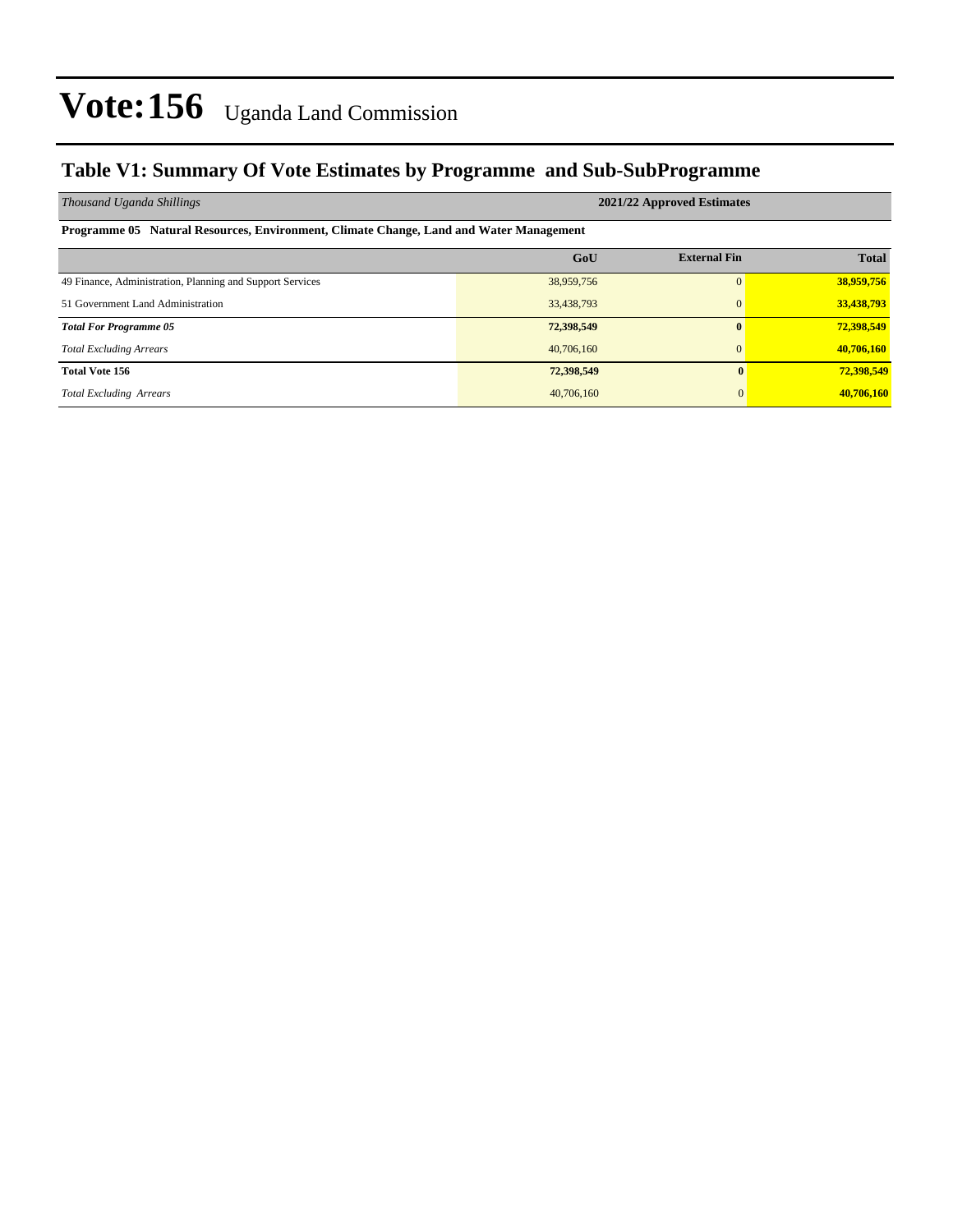# Vote:156 Uganda Land Commission

## Table V1: Summary Of Vote Estimates by Programme and Sub-SubProgramme

| *Thousand Uganda Shillings* | 2021/22 Approved Estimates | | |
|---|---|---|---|
| **Programme 05 Natural Resources, Environment, Climate Change, Land and Water Management** | | | |
| | **GoU** | **External Fin** | **Total** |
| 49 Finance, Administration, Planning and Support Services | 38,959,756 | 0 | **38,959,756** |
| 51 Government Land Administration | 33,438,793 | 0 | **33,438,793** |
| ***Total For Programme 05*** | **72,398,549** | **0** | **72,398,549** |
| *Total Excluding Arrears* | 40,706,160 | 0 | **40,706,160** |
| **Total Vote 156** | **72,398,549** | **0** | **72,398,549** |
| *Total Excluding Arrears* | 40,706,160 | 0 | **40,706,160** |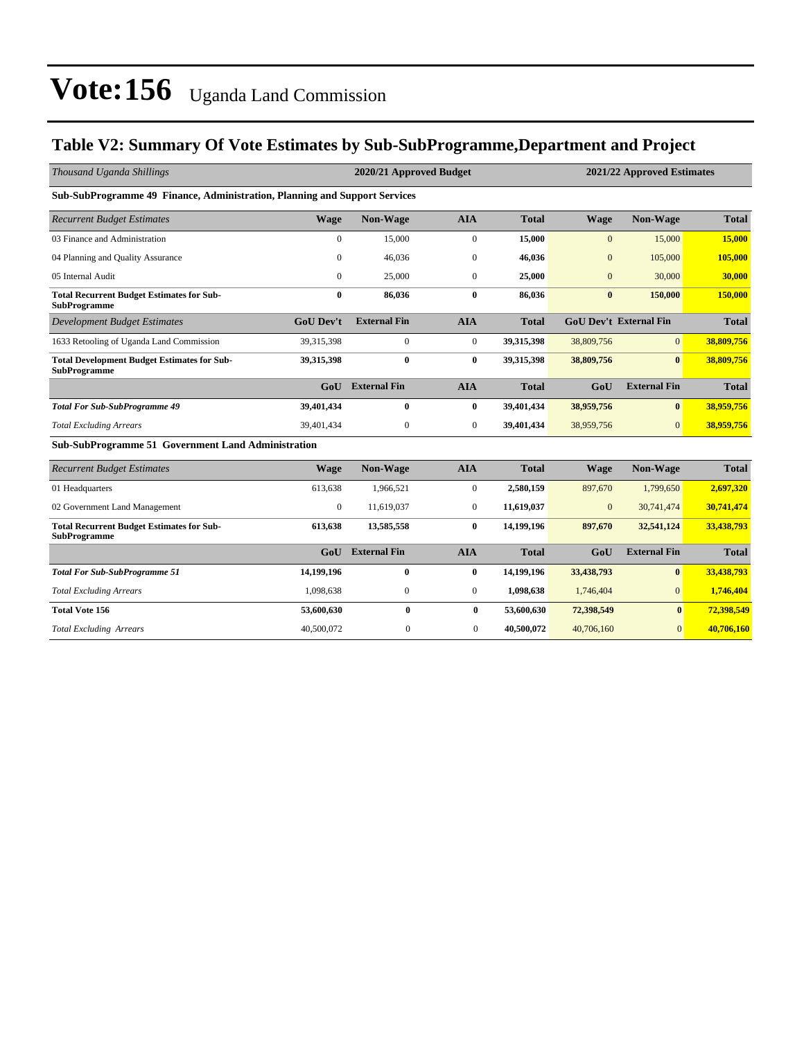# Vote:156 Uganda Land Commission

## Table V2: Summary Of Vote Estimates by Sub-SubProgramme,Department and Project

| *Thousand Uganda Shillings* | 2020/21 Approved Budget | | | | 2021/22 Approved Estimates | | |
|---|---|---|---|---|---|---|---|
| **Sub-SubProgramme 49 Finance, Administration, Planning and Support Services** | | | | | | | |
| *Recurrent Budget Estimates* | **Wage** | **Non-Wage** | **AIA** | **Total** | **Wage** | **Non-Wage** | **Total** |
| 03 Finance and Administration | 0 | 15,000 | 0 | **15,000** | 0 | 15,000 | **15,000** |
| 04 Planning and Quality Assurance | 0 | 46,036 | 0 | **46,036** | 0 | 105,000 | **105,000** |
| 05 Internal Audit | 0 | 25,000 | 0 | **25,000** | 0 | 30,000 | **30,000** |
| **Total Recurrent Budget Estimates for Sub-SubProgramme** | **0** | **86,036** | **0** | **86,036** | **0** | **150,000** | **150,000** |
| *Development Budget Estimates* | **GoU Dev't** | **External Fin** | **AIA** | **Total** | **GoU Dev't** | **External Fin** | **Total** |
| 1633 Retooling of Uganda Land Commission | 39,315,398 | 0 | 0 | **39,315,398** | 38,809,756 | 0 | **38,809,756** |
| **Total Development Budget Estimates for Sub-SubProgramme** | **39,315,398** | **0** | **0** | **39,315,398** | **38,809,756** | **0** | **38,809,756** |
| | **GoU** | **External Fin** | **AIA** | **Total** | **GoU** | **External Fin** | **Total** |
| ***Total For Sub-SubProgramme 49*** | **39,401,434** | **0** | **0** | **39,401,434** | **38,959,756** | **0** | **38,959,756** |
| *Total Excluding Arrears* | 39,401,434 | 0 | 0 | **39,401,434** | 38,959,756 | 0 | **38,959,756** |
| **Sub-SubProgramme 51 Government Land Administration** | | | | | | | |
| *Recurrent Budget Estimates* | **Wage** | **Non-Wage** | **AIA** | **Total** | **Wage** | **Non-Wage** | **Total** |
| 01 Headquarters | 613,638 | 1,966,521 | 0 | **2,580,159** | 897,670 | 1,799,650 | **2,697,320** |
| 02 Government Land Management | 0 | 11,619,037 | 0 | **11,619,037** | 0 | 30,741,474 | **30,741,474** |
| **Total Recurrent Budget Estimates for Sub-SubProgramme** | **613,638** | **13,585,558** | **0** | **14,199,196** | **897,670** | **32,541,124** | **33,438,793** |
| | **GoU** | **External Fin** | **AIA** | **Total** | **GoU** | **External Fin** | **Total** |
| ***Total For Sub-SubProgramme 51*** | **14,199,196** | **0** | **0** | **14,199,196** | **33,438,793** | **0** | **33,438,793** |
| *Total Excluding Arrears* | 1,098,638 | 0 | 0 | **1,098,638** | 1,746,404 | 0 | **1,746,404** |
| **Total Vote 156** | **53,600,630** | **0** | **0** | **53,600,630** | **72,398,549** | **0** | **72,398,549** |
| *Total Excluding Arrears* | 40,500,072 | 0 | 0 | **40,500,072** | 40,706,160 | 0 | **40,706,160** |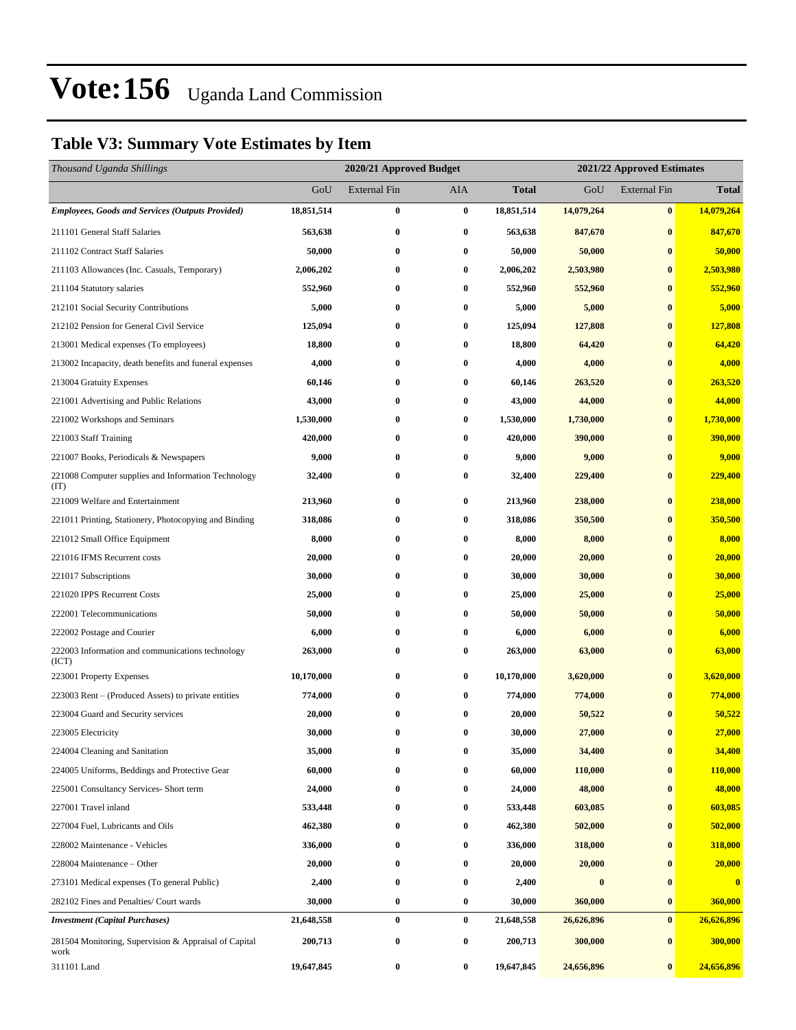# Vote:156 Uganda Land Commission

## Table V3: Summary Vote Estimates by Item

| *Thousand Uganda Shillings* | 2020/21 Approved Budget | | | | 2021/22 Approved Estimates | | |
|---|---|---|---|---|---|---|---|
| | GoU | External Fin | AIA | **Total** | GoU | External Fin | **Total** |
| ***Employees, Goods and Services (Outputs Provided)*** | **18,851,514** | **0** | **0** | **18,851,514** | **14,079,264** | **0** | **14,079,264** |
| 211101 General Staff Salaries | **563,638** | **0** | **0** | **563,638** | **847,670** | **0** | **847,670** |
| 211102 Contract Staff Salaries | **50,000** | **0** | **0** | **50,000** | **50,000** | **0** | **50,000** |
| 211103 Allowances (Inc. Casuals, Temporary) | **2,006,202** | **0** | **0** | **2,006,202** | **2,503,980** | **0** | **2,503,980** |
| 211104 Statutory salaries | **552,960** | **0** | **0** | **552,960** | **552,960** | **0** | **552,960** |
| 212101 Social Security Contributions | **5,000** | **0** | **0** | **5,000** | **5,000** | **0** | **5,000** |
| 212102 Pension for General Civil Service | **125,094** | **0** | **0** | **125,094** | **127,808** | **0** | **127,808** |
| 213001 Medical expenses (To employees) | **18,800** | **0** | **0** | **18,800** | **64,420** | **0** | **64,420** |
| 213002 Incapacity, death benefits and funeral expenses | **4,000** | **0** | **0** | **4,000** | **4,000** | **0** | **4,000** |
| 213004 Gratuity Expenses | **60,146** | **0** | **0** | **60,146** | **263,520** | **0** | **263,520** |
| 221001 Advertising and Public Relations | **43,000** | **0** | **0** | **43,000** | **44,000** | **0** | **44,000** |
| 221002 Workshops and Seminars | **1,530,000** | **0** | **0** | **1,530,000** | **1,730,000** | **0** | **1,730,000** |
| 221003 Staff Training | **420,000** | **0** | **0** | **420,000** | **390,000** | **0** | **390,000** |
| 221007 Books, Periodicals & Newspapers | **9,000** | **0** | **0** | **9,000** | **9,000** | **0** | **9,000** |
| 221008 Computer supplies and Information Technology (IT) | **32,400** | **0** | **0** | **32,400** | **229,400** | **0** | **229,400** |
| 221009 Welfare and Entertainment | **213,960** | **0** | **0** | **213,960** | **238,000** | **0** | **238,000** |
| 221011 Printing, Stationery, Photocopying and Binding | **318,086** | **0** | **0** | **318,086** | **350,500** | **0** | **350,500** |
| 221012 Small Office Equipment | **8,000** | **0** | **0** | **8,000** | **8,000** | **0** | **8,000** |
| 221016 IFMS Recurrent costs | **20,000** | **0** | **0** | **20,000** | **20,000** | **0** | **20,000** |
| 221017 Subscriptions | **30,000** | **0** | **0** | **30,000** | **30,000** | **0** | **30,000** |
| 221020 IPPS Recurrent Costs | **25,000** | **0** | **0** | **25,000** | **25,000** | **0** | **25,000** |
| 222001 Telecommunications | **50,000** | **0** | **0** | **50,000** | **50,000** | **0** | **50,000** |
| 222002 Postage and Courier | **6,000** | **0** | **0** | **6,000** | **6,000** | **0** | **6,000** |
| 222003 Information and communications technology (ICT) | **263,000** | **0** | **0** | **263,000** | **63,000** | **0** | **63,000** |
| 223001 Property Expenses | **10,170,000** | **0** | **0** | **10,170,000** | **3,620,000** | **0** | **3,620,000** |
| 223003 Rent – (Produced Assets) to private entities | **774,000** | **0** | **0** | **774,000** | **774,000** | **0** | **774,000** |
| 223004 Guard and Security services | **20,000** | **0** | **0** | **20,000** | **50,522** | **0** | **50,522** |
| 223005 Electricity | **30,000** | **0** | **0** | **30,000** | **27,000** | **0** | **27,000** |
| 224004 Cleaning and Sanitation | **35,000** | **0** | **0** | **35,000** | **34,400** | **0** | **34,400** |
| 224005 Uniforms, Beddings and Protective Gear | **60,000** | **0** | **0** | **60,000** | **110,000** | **0** | **110,000** |
| 225001 Consultancy Services- Short term | **24,000** | **0** | **0** | **24,000** | **48,000** | **0** | **48,000** |
| 227001 Travel inland | **533,448** | **0** | **0** | **533,448** | **603,085** | **0** | **603,085** |
| 227004 Fuel, Lubricants and Oils | **462,380** | **0** | **0** | **462,380** | **502,000** | **0** | **502,000** |
| 228002 Maintenance - Vehicles | **336,000** | **0** | **0** | **336,000** | **318,000** | **0** | **318,000** |
| 228004 Maintenance – Other | **20,000** | **0** | **0** | **20,000** | **20,000** | **0** | **20,000** |
| 273101 Medical expenses (To general Public) | **2,400** | **0** | **0** | **2,400** | **0** | **0** | **0** |
| 282102 Fines and Penalties/ Court wards | **30,000** | **0** | **0** | **30,000** | **360,000** | **0** | **360,000** |
| ***Investment (Capital Purchases)*** | **21,648,558** | **0** | **0** | **21,648,558** | **26,626,896** | **0** | **26,626,896** |
| 281504 Monitoring, Supervision & Appraisal of Capital work | **200,713** | **0** | **0** | **200,713** | **300,000** | **0** | **300,000** |
| 311101 Land | **19,647,845** | **0** | **0** | **19,647,845** | **24,656,896** | **0** | **24,656,896** |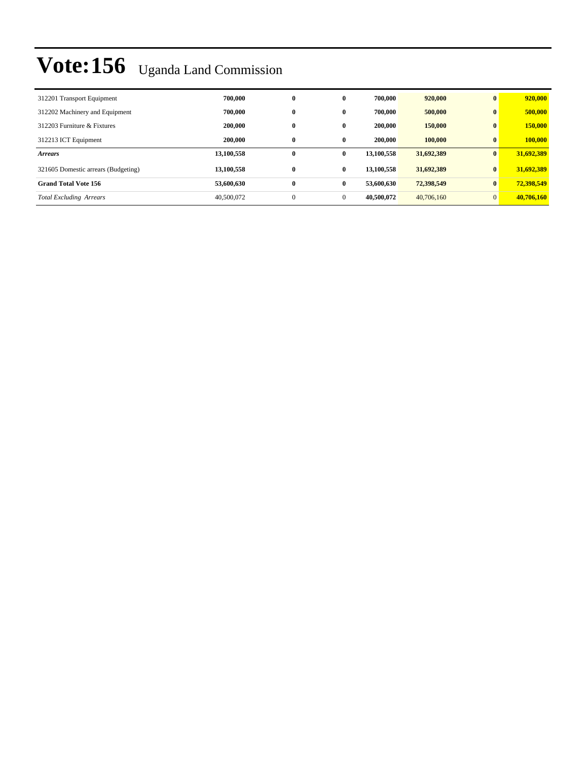# Vote:156 Uganda Land Commission

| | | | | | | | |
|---|---|---|---|---|---|---|---|
| 312201 Transport Equipment | **700,000** | **0** | **0** | **700,000** | **920,000** | **0** | **920,000** |
| 312202 Machinery and Equipment | **700,000** | **0** | **0** | **700,000** | **500,000** | **0** | **500,000** |
| 312203 Furniture & Fixtures | **200,000** | **0** | **0** | **200,000** | **150,000** | **0** | **150,000** |
| 312213 ICT Equipment | **200,000** | **0** | **0** | **200,000** | **100,000** | **0** | **100,000** |
| ***Arrears*** | **13,100,558** | **0** | **0** | **13,100,558** | **31,692,389** | **0** | **31,692,389** |
| 321605 Domestic arrears (Budgeting) | **13,100,558** | **0** | **0** | **13,100,558** | **31,692,389** | **0** | **31,692,389** |
| **Grand Total Vote 156** | **53,600,630** | **0** | **0** | **53,600,630** | **72,398,549** | **0** | **72,398,549** |
| *Total Excluding Arrears* | 40,500,072 | 0 | 0 | **40,500,072** | 40,706,160 | 0 | **40,706,160** |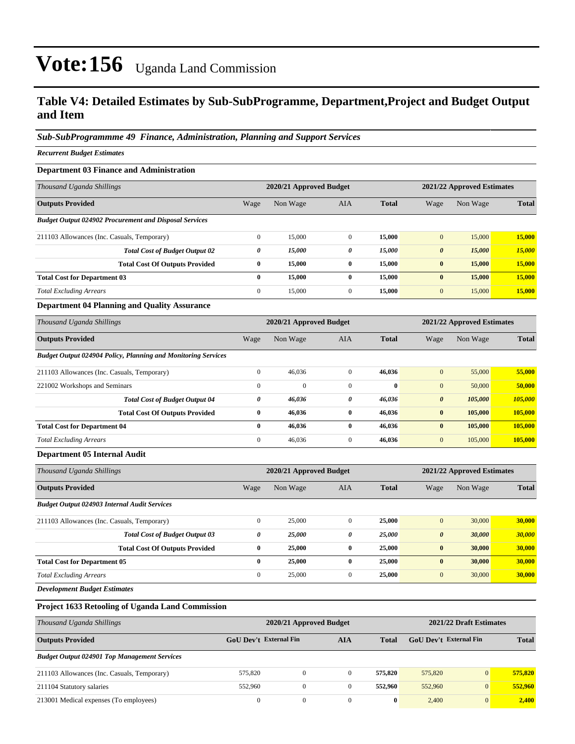# Vote:156 Uganda Land Commission

## Table V4: Detailed Estimates by Sub-SubProgramme, Department,Project and Budget Output and Item

### *Sub-SubProgrammme 49 Finance, Administration, Planning and Support Services*

***Recurrent Budget Estimates***

**Department 03 Finance and Administration**

| *Thousand Uganda Shillings* | 2020/21 Approved Budget | | | | 2021/22 Approved Estimates | | |
|---|---|---|---|---|---|---|---|
| **Outputs Provided** | Wage | Non Wage | AIA | **Total** | Wage | Non Wage | **Total** |
| ***Budget Output 024902 Procurement and Disposal Services*** | | | | | | | |
| 211103 Allowances (Inc. Casuals, Temporary) | 0 | 15,000 | 0 | **15,000** | 0 | 15,000 | **15,000** |
| ***Total Cost of Budget Output 02*** | ***0*** | ***15,000*** | ***0*** | ***15,000*** | ***0*** | ***15,000*** | ***15,000*** |
| **Total Cost Of Outputs Provided** | **0** | **15,000** | **0** | **15,000** | **0** | **15,000** | **15,000** |
| **Total Cost for Department 03** | **0** | **15,000** | **0** | **15,000** | **0** | **15,000** | **15,000** |
| *Total Excluding Arrears* | 0 | 15,000 | 0 | **15,000** | 0 | 15,000 | **15,000** |

**Department 04 Planning and Quality Assurance**

| *Thousand Uganda Shillings* | 2020/21 Approved Budget | | | | 2021/22 Approved Estimates | | |
|---|---|---|---|---|---|---|---|
| **Outputs Provided** | Wage | Non Wage | AIA | **Total** | Wage | Non Wage | **Total** |
| ***Budget Output 024904 Policy, Planning and Monitoring Services*** | | | | | | | |
| 211103 Allowances (Inc. Casuals, Temporary) | 0 | 46,036 | 0 | **46,036** | 0 | 55,000 | **55,000** |
| 221002 Workshops and Seminars | 0 | 0 | 0 | **0** | 0 | 50,000 | **50,000** |
| ***Total Cost of Budget Output 04*** | ***0*** | ***46,036*** | ***0*** | ***46,036*** | ***0*** | ***105,000*** | ***105,000*** |
| **Total Cost Of Outputs Provided** | **0** | **46,036** | **0** | **46,036** | **0** | **105,000** | **105,000** |
| **Total Cost for Department 04** | **0** | **46,036** | **0** | **46,036** | **0** | **105,000** | **105,000** |
| *Total Excluding Arrears* | 0 | 46,036 | 0 | **46,036** | 0 | 105,000 | **105,000** |

**Department 05 Internal Audit**

| *Thousand Uganda Shillings* | 2020/21 Approved Budget | | | | 2021/22 Approved Estimates | | |
|---|---|---|---|---|---|---|---|
| **Outputs Provided** | Wage | Non Wage | AIA | **Total** | Wage | Non Wage | **Total** |
| ***Budget Output 024903 Internal Audit Services*** | | | | | | | |
| 211103 Allowances (Inc. Casuals, Temporary) | 0 | 25,000 | 0 | **25,000** | 0 | 30,000 | **30,000** |
| ***Total Cost of Budget Output 03*** | ***0*** | ***25,000*** | ***0*** | ***25,000*** | ***0*** | ***30,000*** | ***30,000*** |
| **Total Cost Of Outputs Provided** | **0** | **25,000** | **0** | **25,000** | **0** | **30,000** | **30,000** |
| **Total Cost for Department 05** | **0** | **25,000** | **0** | **25,000** | **0** | **30,000** | **30,000** |
| *Total Excluding Arrears* | 0 | 25,000 | 0 | **25,000** | 0 | 30,000 | **30,000** |

***Development Budget Estimates***

**Project 1633 Retooling of Uganda Land Commission**

| *Thousand Uganda Shillings* | 2020/21 Approved Budget | | | | 2021/22 Draft Estimates | | |
|---|---|---|---|---|---|---|---|
| **Outputs Provided** | **GoU Dev't** | **External Fin** | **AIA** | **Total** | **GoU Dev't** | **External Fin** | **Total** |
| ***Budget Output 024901 Top Management Services*** | | | | | | | |
| 211103 Allowances (Inc. Casuals, Temporary) | 575,820 | 0 | 0 | **575,820** | 575,820 | 0 | **575,820** |
| 211104 Statutory salaries | 552,960 | 0 | 0 | **552,960** | 552,960 | 0 | **552,960** |
| 213001 Medical expenses (To employees) | 0 | 0 | 0 | **0** | 2,400 | 0 | **2,400** |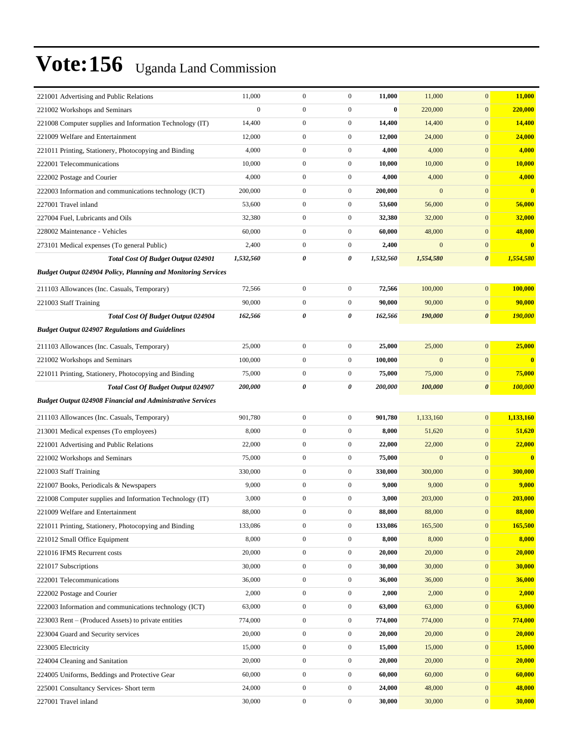# Vote:156 Uganda Land Commission

| | | | | | | | |
|---|---|---|---|---|---|---|---|
| 221001 Advertising and Public Relations | 11,000 | 0 | 0 | **11,000** | 11,000 | 0 | **11,000** |
| 221002 Workshops and Seminars | 0 | 0 | 0 | **0** | 220,000 | 0 | **220,000** |
| 221008 Computer supplies and Information Technology (IT) | 14,400 | 0 | 0 | **14,400** | 14,400 | 0 | **14,400** |
| 221009 Welfare and Entertainment | 12,000 | 0 | 0 | **12,000** | 24,000 | 0 | **24,000** |
| 221011 Printing, Stationery, Photocopying and Binding | 4,000 | 0 | 0 | **4,000** | 4,000 | 0 | **4,000** |
| 222001 Telecommunications | 10,000 | 0 | 0 | **10,000** | 10,000 | 0 | **10,000** |
| 222002 Postage and Courier | 4,000 | 0 | 0 | **4,000** | 4,000 | 0 | **4,000** |
| 222003 Information and communications technology (ICT) | 200,000 | 0 | 0 | **200,000** | 0 | 0 | **0** |
| 227001 Travel inland | 53,600 | 0 | 0 | **53,600** | 56,000 | 0 | **56,000** |
| 227004 Fuel, Lubricants and Oils | 32,380 | 0 | 0 | **32,380** | 32,000 | 0 | **32,000** |
| 228002 Maintenance - Vehicles | 60,000 | 0 | 0 | **60,000** | 48,000 | 0 | **48,000** |
| 273101 Medical expenses (To general Public) | 2,400 | 0 | 0 | **2,400** | 0 | 0 | **0** |
| ***Total Cost Of Budget Output 024901*** | ***1,532,560*** | ***0*** | ***0*** | ***1,532,560*** | ***1,554,580*** | ***0*** | ***1,554,580*** |
| ***Budget Output 024904 Policy, Planning and Monitoring Services*** | | | | | | | |
| 211103 Allowances (Inc. Casuals, Temporary) | 72,566 | 0 | 0 | **72,566** | 100,000 | 0 | **100,000** |
| 221003 Staff Training | 90,000 | 0 | 0 | **90,000** | 90,000 | 0 | **90,000** |
| ***Total Cost Of Budget Output 024904*** | ***162,566*** | ***0*** | ***0*** | ***162,566*** | ***190,000*** | ***0*** | ***190,000*** |
| ***Budget Output 024907 Regulations and Guidelines*** | | | | | | | |
| 211103 Allowances (Inc. Casuals, Temporary) | 25,000 | 0 | 0 | **25,000** | 25,000 | 0 | **25,000** |
| 221002 Workshops and Seminars | 100,000 | 0 | 0 | **100,000** | 0 | 0 | **0** |
| 221011 Printing, Stationery, Photocopying and Binding | 75,000 | 0 | 0 | **75,000** | 75,000 | 0 | **75,000** |
| ***Total Cost Of Budget Output 024907*** | ***200,000*** | ***0*** | ***0*** | ***200,000*** | ***100,000*** | ***0*** | ***100,000*** |
| ***Budget Output 024908 Financial and Administrative Services*** | | | | | | | |
| 211103 Allowances (Inc. Casuals, Temporary) | 901,780 | 0 | 0 | **901,780** | 1,133,160 | 0 | **1,133,160** |
| 213001 Medical expenses (To employees) | 8,000 | 0 | 0 | **8,000** | 51,620 | 0 | **51,620** |
| 221001 Advertising and Public Relations | 22,000 | 0 | 0 | **22,000** | 22,000 | 0 | **22,000** |
| 221002 Workshops and Seminars | 75,000 | 0 | 0 | **75,000** | 0 | 0 | **0** |
| 221003 Staff Training | 330,000 | 0 | 0 | **330,000** | 300,000 | 0 | **300,000** |
| 221007 Books, Periodicals & Newspapers | 9,000 | 0 | 0 | **9,000** | 9,000 | 0 | **9,000** |
| 221008 Computer supplies and Information Technology (IT) | 3,000 | 0 | 0 | **3,000** | 203,000 | 0 | **203,000** |
| 221009 Welfare and Entertainment | 88,000 | 0 | 0 | **88,000** | 88,000 | 0 | **88,000** |
| 221011 Printing, Stationery, Photocopying and Binding | 133,086 | 0 | 0 | **133,086** | 165,500 | 0 | **165,500** |
| 221012 Small Office Equipment | 8,000 | 0 | 0 | **8,000** | 8,000 | 0 | **8,000** |
| 221016 IFMS Recurrent costs | 20,000 | 0 | 0 | **20,000** | 20,000 | 0 | **20,000** |
| 221017 Subscriptions | 30,000 | 0 | 0 | **30,000** | 30,000 | 0 | **30,000** |
| 222001 Telecommunications | 36,000 | 0 | 0 | **36,000** | 36,000 | 0 | **36,000** |
| 222002 Postage and Courier | 2,000 | 0 | 0 | **2,000** | 2,000 | 0 | **2,000** |
| 222003 Information and communications technology (ICT) | 63,000 | 0 | 0 | **63,000** | 63,000 | 0 | **63,000** |
| 223003 Rent – (Produced Assets) to private entities | 774,000 | 0 | 0 | **774,000** | 774,000 | 0 | **774,000** |
| 223004 Guard and Security services | 20,000 | 0 | 0 | **20,000** | 20,000 | 0 | **20,000** |
| 223005 Electricity | 15,000 | 0 | 0 | **15,000** | 15,000 | 0 | **15,000** |
| 224004 Cleaning and Sanitation | 20,000 | 0 | 0 | **20,000** | 20,000 | 0 | **20,000** |
| 224005 Uniforms, Beddings and Protective Gear | 60,000 | 0 | 0 | **60,000** | 60,000 | 0 | **60,000** |
| 225001 Consultancy Services- Short term | 24,000 | 0 | 0 | **24,000** | 48,000 | 0 | **48,000** |
| 227001 Travel inland | 30,000 | 0 | 0 | **30,000** | 30,000 | 0 | **30,000** |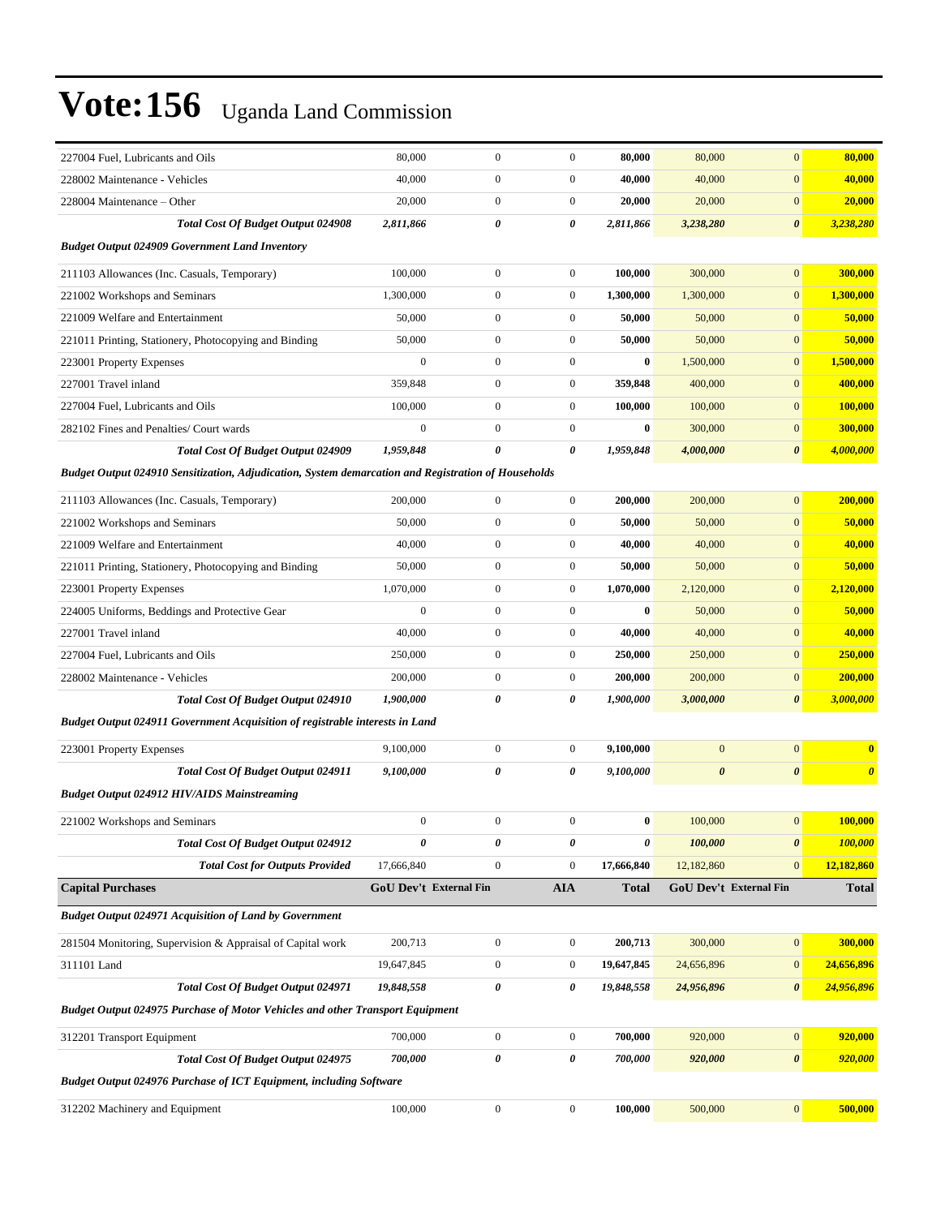# Vote:156 Uganda Land Commission

| | | | | | | | |
|---|---|---|---|---|---|---|---|
| 227004 Fuel, Lubricants and Oils | 80,000 | 0 | 0 | **80,000** | 80,000 | 0 | **80,000** |
| 228002 Maintenance - Vehicles | 40,000 | 0 | 0 | **40,000** | 40,000 | 0 | **40,000** |
| 228004 Maintenance – Other | 20,000 | 0 | 0 | **20,000** | 20,000 | 0 | **20,000** |
| ***Total Cost Of Budget Output 024908*** | ***2,811,866*** | ***0*** | ***0*** | ***2,811,866*** | ***3,238,280*** | ***0*** | ***3,238,280*** |
| ***Budget Output 024909 Government Land Inventory*** | | | | | | | |
| 211103 Allowances (Inc. Casuals, Temporary) | 100,000 | 0 | 0 | **100,000** | 300,000 | 0 | **300,000** |
| 221002 Workshops and Seminars | 1,300,000 | 0 | 0 | **1,300,000** | 1,300,000 | 0 | **1,300,000** |
| 221009 Welfare and Entertainment | 50,000 | 0 | 0 | **50,000** | 50,000 | 0 | **50,000** |
| 221011 Printing, Stationery, Photocopying and Binding | 50,000 | 0 | 0 | **50,000** | 50,000 | 0 | **50,000** |
| 223001 Property Expenses | 0 | 0 | 0 | **0** | 1,500,000 | 0 | **1,500,000** |
| 227001 Travel inland | 359,848 | 0 | 0 | **359,848** | 400,000 | 0 | **400,000** |
| 227004 Fuel, Lubricants and Oils | 100,000 | 0 | 0 | **100,000** | 100,000 | 0 | **100,000** |
| 282102 Fines and Penalties/ Court wards | 0 | 0 | 0 | **0** | 300,000 | 0 | **300,000** |
| ***Total Cost Of Budget Output 024909*** | ***1,959,848*** | ***0*** | ***0*** | ***1,959,848*** | ***4,000,000*** | ***0*** | ***4,000,000*** |
| ***Budget Output 024910 Sensitization, Adjudication, System demarcation and Registration of Households*** | | | | | | | |
| 211103 Allowances (Inc. Casuals, Temporary) | 200,000 | 0 | 0 | **200,000** | 200,000 | 0 | **200,000** |
| 221002 Workshops and Seminars | 50,000 | 0 | 0 | **50,000** | 50,000 | 0 | **50,000** |
| 221009 Welfare and Entertainment | 40,000 | 0 | 0 | **40,000** | 40,000 | 0 | **40,000** |
| 221011 Printing, Stationery, Photocopying and Binding | 50,000 | 0 | 0 | **50,000** | 50,000 | 0 | **50,000** |
| 223001 Property Expenses | 1,070,000 | 0 | 0 | **1,070,000** | 2,120,000 | 0 | **2,120,000** |
| 224005 Uniforms, Beddings and Protective Gear | 0 | 0 | 0 | **0** | 50,000 | 0 | **50,000** |
| 227001 Travel inland | 40,000 | 0 | 0 | **40,000** | 40,000 | 0 | **40,000** |
| 227004 Fuel, Lubricants and Oils | 250,000 | 0 | 0 | **250,000** | 250,000 | 0 | **250,000** |
| 228002 Maintenance - Vehicles | 200,000 | 0 | 0 | **200,000** | 200,000 | 0 | **200,000** |
| ***Total Cost Of Budget Output 024910*** | ***1,900,000*** | ***0*** | ***0*** | ***1,900,000*** | ***3,000,000*** | ***0*** | ***3,000,000*** |
| ***Budget Output 024911 Government Acquisition of registrable interests in Land*** | | | | | | | |
| 223001 Property Expenses | 9,100,000 | 0 | 0 | **9,100,000** | 0 | 0 | **0** |
| ***Total Cost Of Budget Output 024911*** | ***9,100,000*** | ***0*** | ***0*** | ***9,100,000*** | ***0*** | ***0*** | ***0*** |
| ***Budget Output 024912 HIV/AIDS Mainstreaming*** | | | | | | | |
| 221002 Workshops and Seminars | 0 | 0 | 0 | **0** | 100,000 | 0 | **100,000** |
| ***Total Cost Of Budget Output 024912*** | ***0*** | ***0*** | ***0*** | ***0*** | ***100,000*** | ***0*** | ***100,000*** |
| ***Total Cost for Outputs Provided*** | 17,666,840 | 0 | 0 | **17,666,840** | 12,182,860 | 0 | **12,182,860** |
| **Capital Purchases** | **GoU Dev't** | **External Fin** | **AIA** | **Total** | **GoU Dev't** | **External Fin** | **Total** |
| ***Budget Output 024971 Acquisition of Land by Government*** | | | | | | | |
| 281504 Monitoring, Supervision & Appraisal of Capital work | 200,713 | 0 | 0 | **200,713** | 300,000 | 0 | **300,000** |
| 311101 Land | 19,647,845 | 0 | 0 | **19,647,845** | 24,656,896 | 0 | **24,656,896** |
| ***Total Cost Of Budget Output 024971*** | ***19,848,558*** | ***0*** | ***0*** | ***19,848,558*** | ***24,956,896*** | ***0*** | ***24,956,896*** |
| ***Budget Output 024975 Purchase of Motor Vehicles and other Transport Equipment*** | | | | | | | |
| 312201 Transport Equipment | 700,000 | 0 | 0 | **700,000** | 920,000 | 0 | **920,000** |
| ***Total Cost Of Budget Output 024975*** | ***700,000*** | ***0*** | ***0*** | ***700,000*** | ***920,000*** | ***0*** | ***920,000*** |
| ***Budget Output 024976 Purchase of ICT Equipment, including Software*** | | | | | | | |
| 312202 Machinery and Equipment | 100,000 | 0 | 0 | **100,000** | 500,000 | 0 | **500,000** |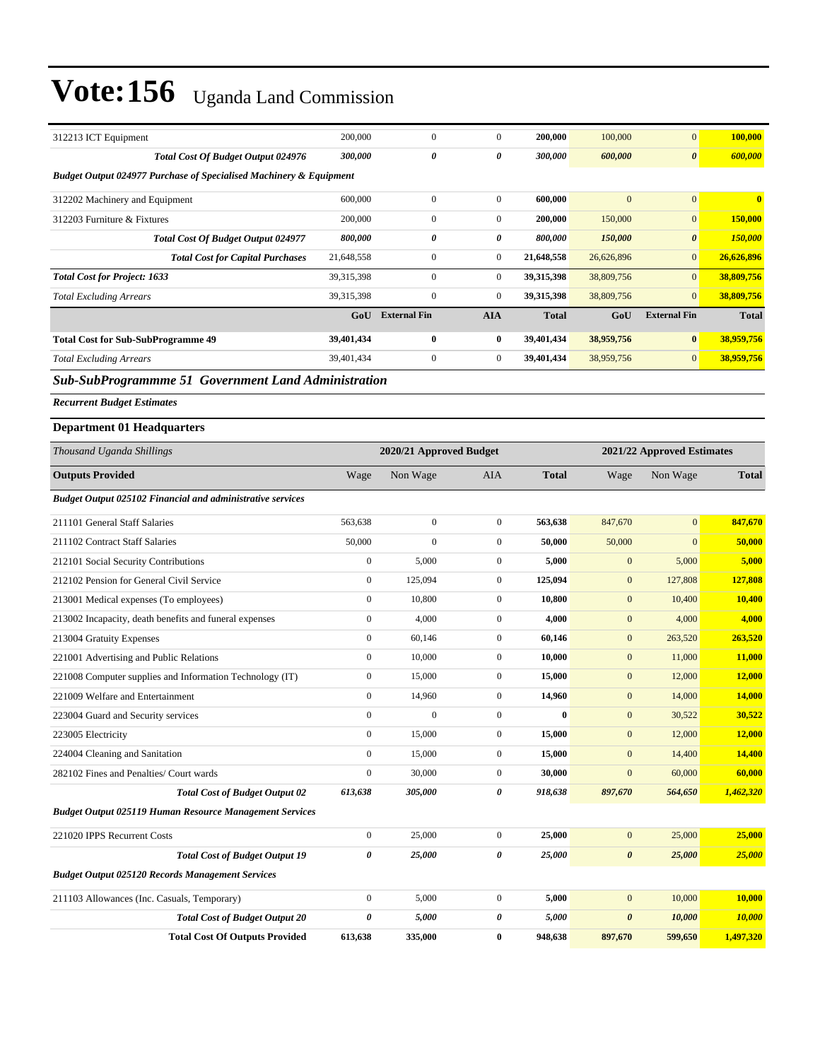# Vote:156 Uganda Land Commission

| | | | | | | | |
|---|---|---|---|---|---|---|---|
| 312213 ICT Equipment | 200,000 | 0 | 0 | **200,000** | 100,000 | 0 | **100,000** |
| ***Total Cost Of Budget Output 024976*** | ***300,000*** | ***0*** | ***0*** | ***300,000*** | ***600,000*** | ***0*** | ***600,000*** |
| ***Budget Output 024977 Purchase of Specialised Machinery & Equipment*** | | | | | | | |
| 312202 Machinery and Equipment | 600,000 | 0 | 0 | **600,000** | 0 | 0 | **0** |
| 312203 Furniture & Fixtures | 200,000 | 0 | 0 | **200,000** | 150,000 | 0 | **150,000** |
| ***Total Cost Of Budget Output 024977*** | ***800,000*** | ***0*** | ***0*** | ***800,000*** | ***150,000*** | ***0*** | ***150,000*** |
| ***Total Cost for Capital Purchases*** | 21,648,558 | 0 | 0 | **21,648,558** | 26,626,896 | 0 | **26,626,896** |
| ***Total Cost for Project: 1633*** | 39,315,398 | 0 | 0 | **39,315,398** | 38,809,756 | 0 | **38,809,756** |
| *Total Excluding Arrears* | 39,315,398 | 0 | 0 | **39,315,398** | 38,809,756 | 0 | **38,809,756** |
| | **GoU** | **External Fin** | **AIA** | **Total** | **GoU** | **External Fin** | **Total** |
| **Total Cost for Sub-SubProgramme 49** | **39,401,434** | **0** | **0** | **39,401,434** | **38,959,756** | **0** | **38,959,756** |
| *Total Excluding Arrears* | 39,401,434 | 0 | 0 | **39,401,434** | 38,959,756 | 0 | **38,959,756** |

## *Sub-SubProgrammme 51 Government Land Administration*

***Recurrent Budget Estimates***

### Department 01 Headquarters

| *Thousand Uganda Shillings* | 2020/21 Approved Budget | | | | 2021/22 Approved Estimates | | |
|---|---|---|---|---|---|---|---|
| **Outputs Provided** | Wage | Non Wage | AIA | **Total** | Wage | Non Wage | **Total** |
| ***Budget Output 025102 Financial and administrative services*** | | | | | | | |
| 211101 General Staff Salaries | 563,638 | 0 | 0 | **563,638** | 847,670 | 0 | **847,670** |
| 211102 Contract Staff Salaries | 50,000 | 0 | 0 | **50,000** | 50,000 | 0 | **50,000** |
| 212101 Social Security Contributions | 0 | 5,000 | 0 | **5,000** | 0 | 5,000 | **5,000** |
| 212102 Pension for General Civil Service | 0 | 125,094 | 0 | **125,094** | 0 | 127,808 | **127,808** |
| 213001 Medical expenses (To employees) | 0 | 10,800 | 0 | **10,800** | 0 | 10,400 | **10,400** |
| 213002 Incapacity, death benefits and funeral expenses | 0 | 4,000 | 0 | **4,000** | 0 | 4,000 | **4,000** |
| 213004 Gratuity Expenses | 0 | 60,146 | 0 | **60,146** | 0 | 263,520 | **263,520** |
| 221001 Advertising and Public Relations | 0 | 10,000 | 0 | **10,000** | 0 | 11,000 | **11,000** |
| 221008 Computer supplies and Information Technology (IT) | 0 | 15,000 | 0 | **15,000** | 0 | 12,000 | **12,000** |
| 221009 Welfare and Entertainment | 0 | 14,960 | 0 | **14,960** | 0 | 14,000 | **14,000** |
| 223004 Guard and Security services | 0 | 0 | 0 | **0** | 0 | 30,522 | **30,522** |
| 223005 Electricity | 0 | 15,000 | 0 | **15,000** | 0 | 12,000 | **12,000** |
| 224004 Cleaning and Sanitation | 0 | 15,000 | 0 | **15,000** | 0 | 14,400 | **14,400** |
| 282102 Fines and Penalties/ Court wards | 0 | 30,000 | 0 | **30,000** | 0 | 60,000 | **60,000** |
| ***Total Cost of Budget Output 02*** | ***613,638*** | ***305,000*** | ***0*** | ***918,638*** | ***897,670*** | ***564,650*** | ***1,462,320*** |
| ***Budget Output 025119 Human Resource Management Services*** | | | | | | | |
| 221020 IPPS Recurrent Costs | 0 | 25,000 | 0 | **25,000** | 0 | 25,000 | **25,000** |
| ***Total Cost of Budget Output 19*** | ***0*** | ***25,000*** | ***0*** | ***25,000*** | ***0*** | ***25,000*** | ***25,000*** |
| ***Budget Output 025120 Records Management Services*** | | | | | | | |
| 211103 Allowances (Inc. Casuals, Temporary) | 0 | 5,000 | 0 | **5,000** | 0 | 10,000 | **10,000** |
| ***Total Cost of Budget Output 20*** | ***0*** | ***5,000*** | ***0*** | ***5,000*** | ***0*** | ***10,000*** | ***10,000*** |
| **Total Cost Of Outputs Provided** | **613,638** | **335,000** | **0** | **948,638** | **897,670** | **599,650** | **1,497,320** |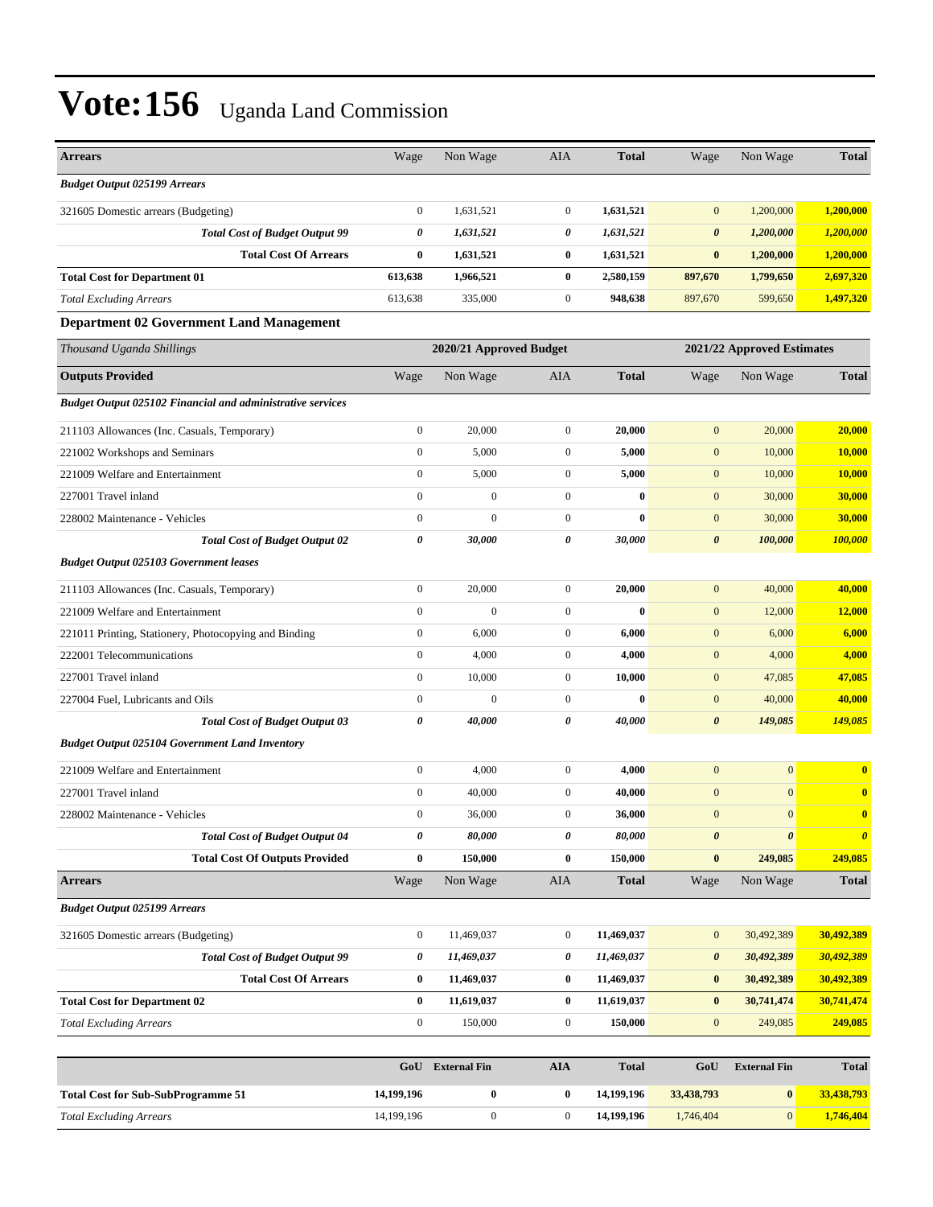# Vote:156 Uganda Land Commission

| Arrears | Wage | Non Wage | AIA | Total | Wage | Non Wage | Total |
|---|---|---|---|---|---|---|---|
| *Budget Output 025199 Arrears* | | | | | | | |
| 321605 Domestic arrears (Budgeting) | 0 | 1,631,521 | 0 | **1,631,521** | 0 | 1,200,000 | **1,200,000** |
| ***Total Cost of Budget Output 99*** | ***0*** | ***1,631,521*** | ***0*** | ***1,631,521*** | ***0*** | ***1,200,000*** | ***1,200,000*** |
| **Total Cost Of Arrears** | **0** | **1,631,521** | **0** | **1,631,521** | **0** | **1,200,000** | **1,200,000** |
| **Total Cost for Department 01** | **613,638** | **1,966,521** | **0** | **2,580,159** | **897,670** | **1,799,650** | **2,697,320** |
| *Total Excluding Arrears* | 613,638 | 335,000 | 0 | **948,638** | 897,670 | 599,650 | **1,497,320** |

### Department 02 Government Land Management

| *Thousand Uganda Shillings* | **2020/21 Approved Budget** | | | | **2021/22 Approved Estimates** | | |
|---|---|---|---|---|---|---|---|
| **Outputs Provided** | Wage | Non Wage | AIA | **Total** | Wage | Non Wage | **Total** |
| ***Budget Output 025102 Financial and administrative services*** | | | | | | | |
| 211103 Allowances (Inc. Casuals, Temporary) | 0 | 20,000 | 0 | **20,000** | 0 | 20,000 | **20,000** |
| 221002 Workshops and Seminars | 0 | 5,000 | 0 | **5,000** | 0 | 10,000 | **10,000** |
| 221009 Welfare and Entertainment | 0 | 5,000 | 0 | **5,000** | 0 | 10,000 | **10,000** |
| 227001 Travel inland | 0 | 0 | 0 | **0** | 0 | 30,000 | **30,000** |
| 228002 Maintenance - Vehicles | 0 | 0 | 0 | **0** | 0 | 30,000 | **30,000** |
| ***Total Cost of Budget Output 02*** | ***0*** | ***30,000*** | ***0*** | ***30,000*** | ***0*** | ***100,000*** | ***100,000*** |
| ***Budget Output 025103 Government leases*** | | | | | | | |
| 211103 Allowances (Inc. Casuals, Temporary) | 0 | 20,000 | 0 | **20,000** | 0 | 40,000 | **40,000** |
| 221009 Welfare and Entertainment | 0 | 0 | 0 | **0** | 0 | 12,000 | **12,000** |
| 221011 Printing, Stationery, Photocopying and Binding | 0 | 6,000 | 0 | **6,000** | 0 | 6,000 | **6,000** |
| 222001 Telecommunications | 0 | 4,000 | 0 | **4,000** | 0 | 4,000 | **4,000** |
| 227001 Travel inland | 0 | 10,000 | 0 | **10,000** | 0 | 47,085 | **47,085** |
| 227004 Fuel, Lubricants and Oils | 0 | 0 | 0 | **0** | 0 | 40,000 | **40,000** |
| ***Total Cost of Budget Output 03*** | ***0*** | ***40,000*** | ***0*** | ***40,000*** | ***0*** | ***149,085*** | ***149,085*** |
| ***Budget Output 025104 Government Land Inventory*** | | | | | | | |
| 221009 Welfare and Entertainment | 0 | 4,000 | 0 | **4,000** | 0 | 0 | **0** |
| 227001 Travel inland | 0 | 40,000 | 0 | **40,000** | 0 | 0 | **0** |
| 228002 Maintenance - Vehicles | 0 | 36,000 | 0 | **36,000** | 0 | 0 | **0** |
| ***Total Cost of Budget Output 04*** | ***0*** | ***80,000*** | ***0*** | ***80,000*** | ***0*** | ***0*** | ***0*** |
| **Total Cost Of Outputs Provided** | **0** | **150,000** | **0** | **150,000** | **0** | **249,085** | **249,085** |
| **Arrears** | Wage | Non Wage | AIA | **Total** | Wage | Non Wage | **Total** |
| ***Budget Output 025199 Arrears*** | | | | | | | |
| 321605 Domestic arrears (Budgeting) | 0 | 11,469,037 | 0 | **11,469,037** | 0 | 30,492,389 | **30,492,389** |
| ***Total Cost of Budget Output 99*** | ***0*** | ***11,469,037*** | ***0*** | ***11,469,037*** | ***0*** | ***30,492,389*** | ***30,492,389*** |
| **Total Cost Of Arrears** | **0** | **11,469,037** | **0** | **11,469,037** | **0** | **30,492,389** | **30,492,389** |
| **Total Cost for Department 02** | **0** | **11,619,037** | **0** | **11,619,037** | **0** | **30,741,474** | **30,741,474** |
| *Total Excluding Arrears* | 0 | 150,000 | 0 | **150,000** | 0 | 249,085 | **249,085** |

| | **GoU** | **External Fin** | **AIA** | **Total** | **GoU** | **External Fin** | **Total** |
|---|---|---|---|---|---|---|---|
| **Total Cost for Sub-SubProgramme 51** | **14,199,196** | **0** | **0** | **14,199,196** | **33,438,793** | **0** | **33,438,793** |
| *Total Excluding Arrears* | 14,199,196 | 0 | 0 | **14,199,196** | 1,746,404 | 0 | **1,746,404** |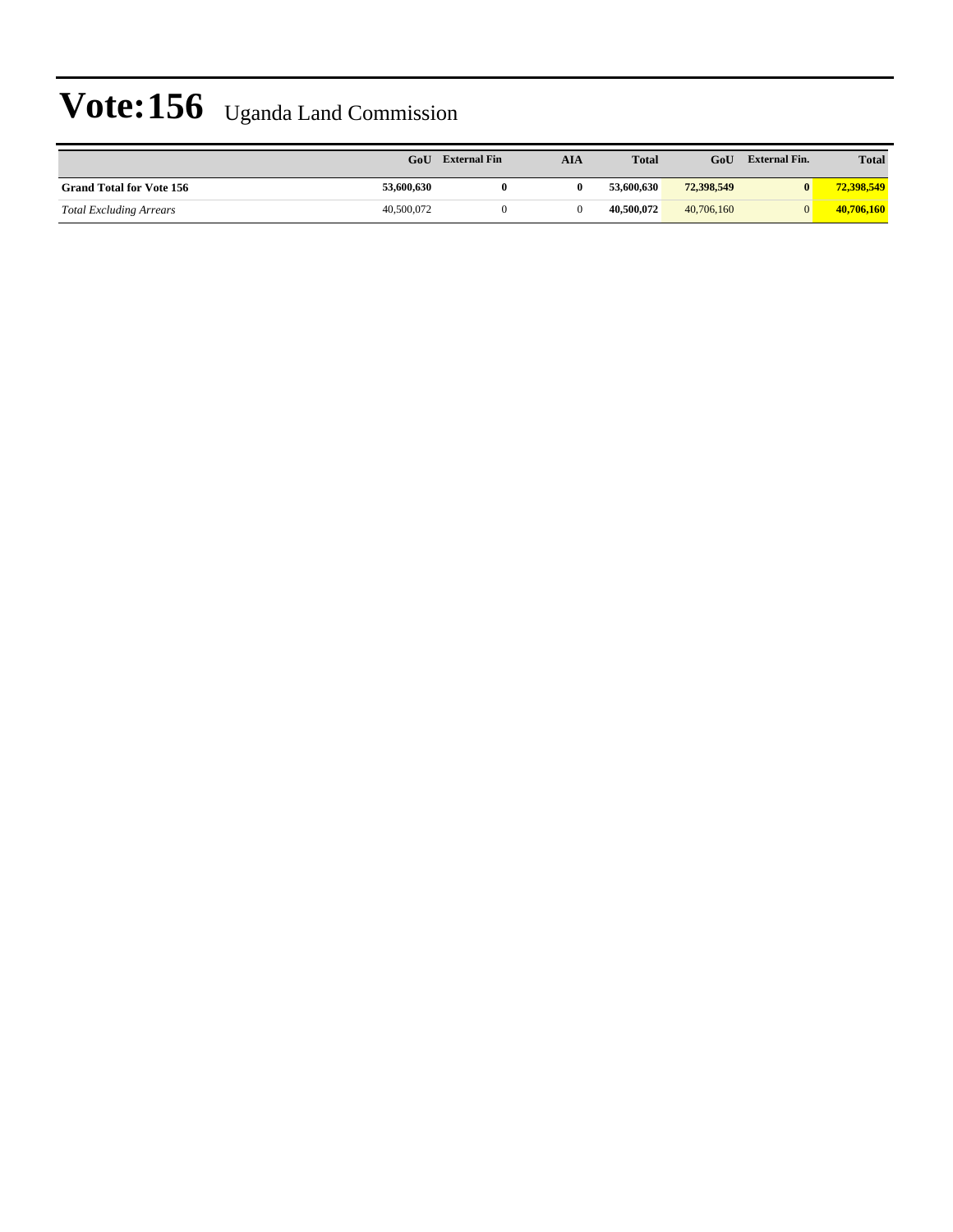# Vote:156 Uganda Land Commission

| | GoU | External Fin | AIA | Total | GoU | External Fin. | Total |
|---|---|---|---|---|---|---|---|
| **Grand Total for Vote 156** | **53,600,630** | **0** | **0** | **53,600,630** | **72,398,549** | **0** | **72,398,549** |
| *Total Excluding Arrears* | 40,500,072 | 0 | 0 | **40,500,072** | 40,706,160 | 0 | **40,706,160** |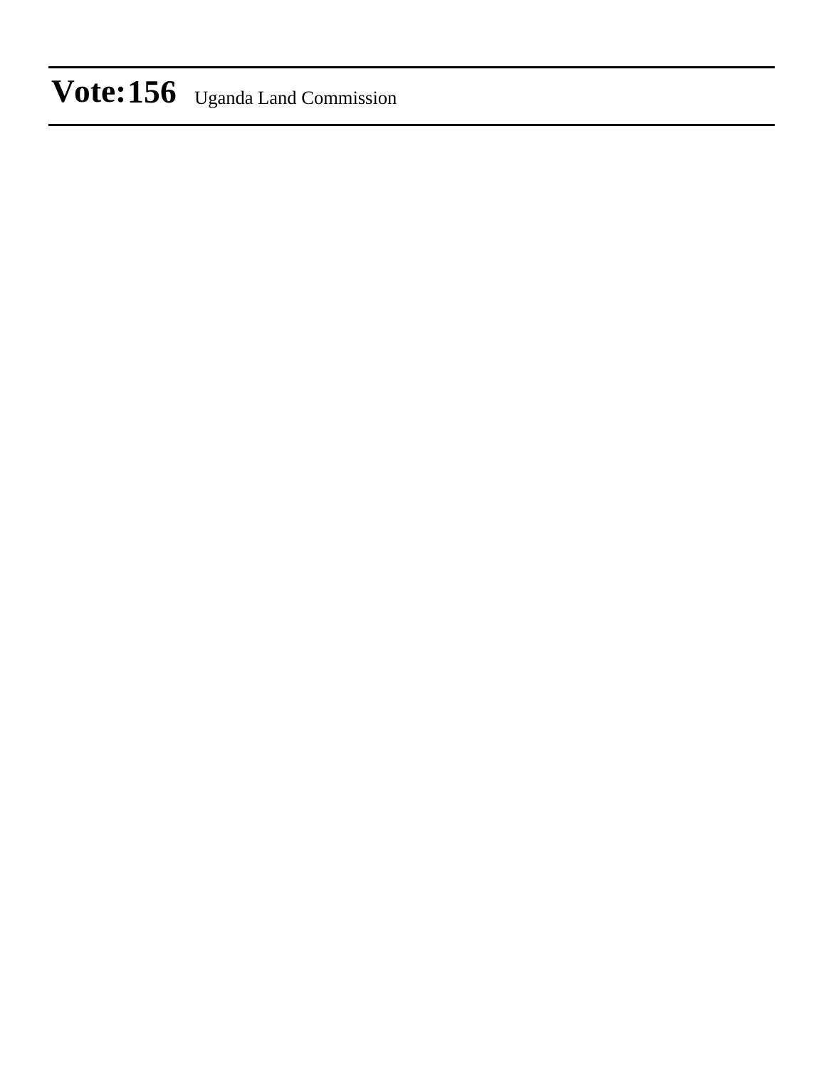# Vote:156 Uganda Land Commission